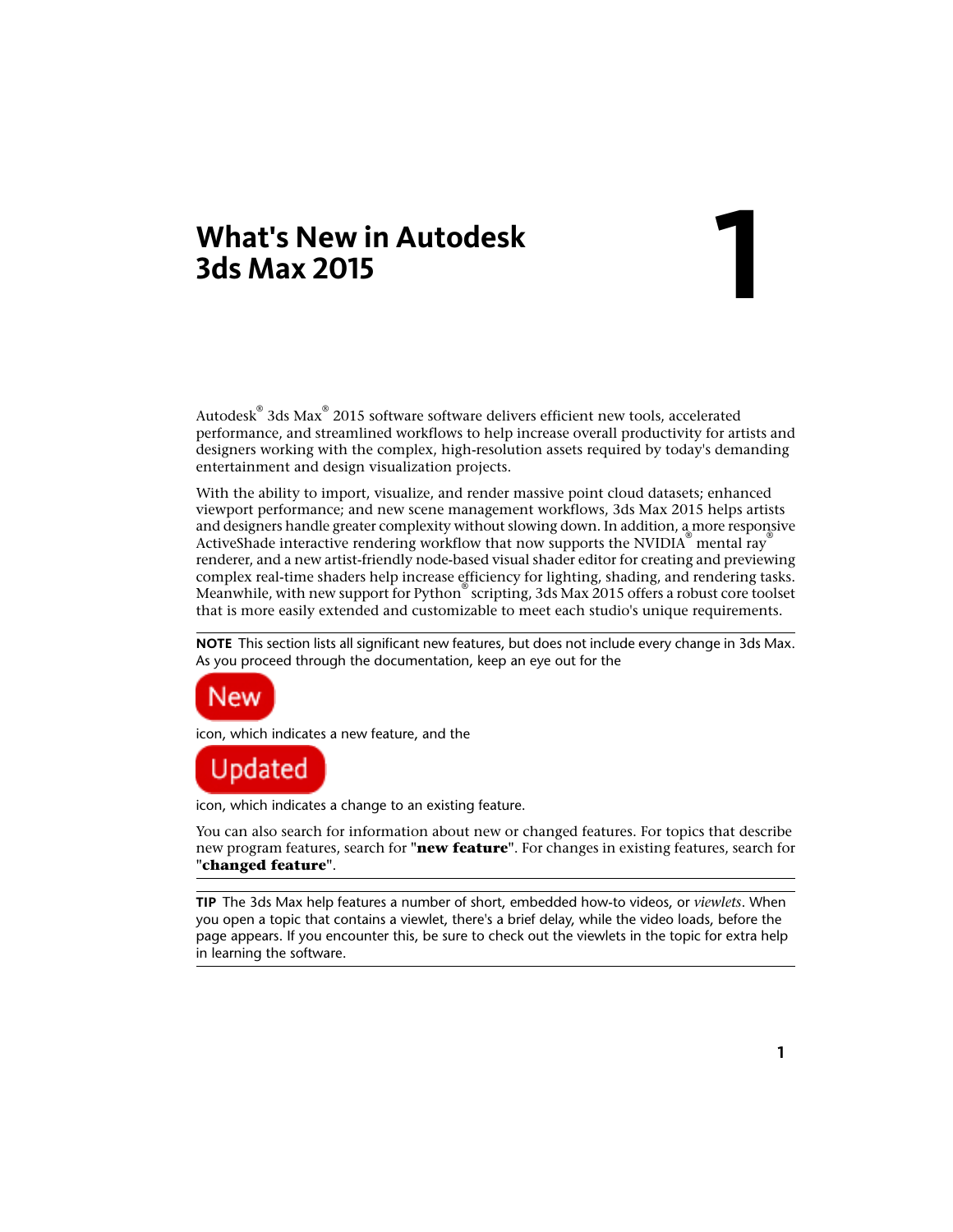# What's New in Autodesk 3ds Max 2015

1

Autodesk® 3ds Max® 2015 software software delivers efficient new tools, accelerated performance, and streamlined workflows to help increase overall productivity for artists and designers working with the complex, high-resolution assets required by today's demanding entertainment and design visualization projects.

With the ability to import, visualize, and render massive point cloud datasets; enhanced viewport performance; and new scene management workflows, 3ds Max 2015 helps artists and designers handle greater complexity without slowing down. In addition, a more responsive ActiveShade interactive rendering workflow that now supports the NVIDIA® mental ray® renderer, and a new artist-friendly node-based visual shader editor for creating and previewing complex real-time shaders help increase efficiency for lighting, shading, and rendering tasks. Meanwhile, with new support for Python® scripting, 3ds Max 2015 offers a robust core toolset that is more easily extended and customizable to meet each studio's unique requirements.

---

**NOTE** This section lists all significant new features, but does not include every change in 3ds Max. As you proceed through the documentation, keep an eye out for the

New

icon, which indicates a new feature, and the

Updated

icon, which indicates a change to an existing feature.

You can also search for information about new or changed features. For topics that describe new program features, search for "**new feature**". For changes in existing features, search for "**changed feature**".

---

**TIP** The 3ds Max help features a number of short, embedded how-to videos, or *viewlets*. When you open a topic that contains a viewlet, there's a brief delay, while the video loads, before the page appears. If you encounter this, be sure to check out the viewlets in the topic for extra help in learning the software.

---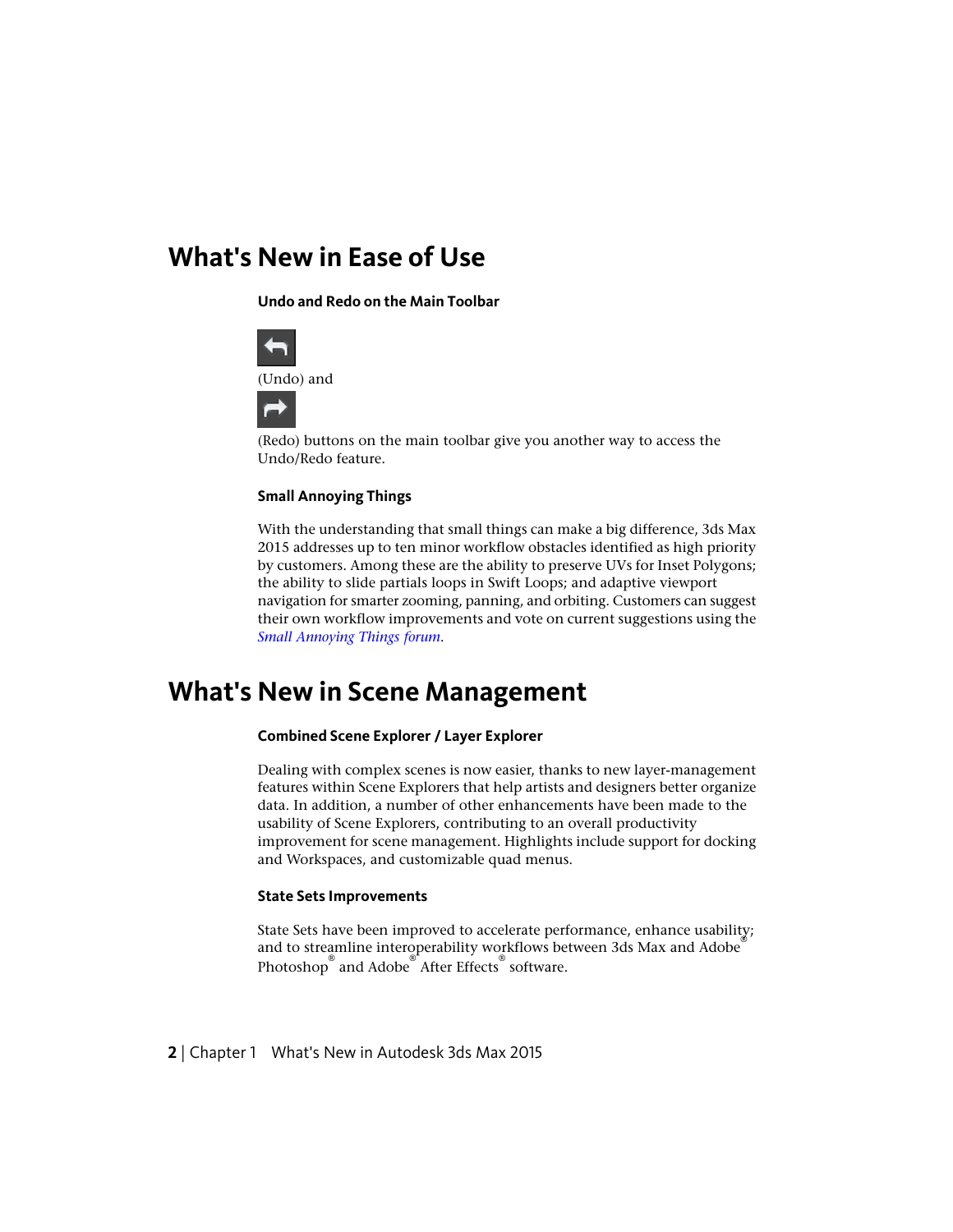## What's New in Ease of Use

### Undo and Redo on the Main Toolbar

(Undo) and

(Redo) buttons on the main toolbar give you another way to access the Undo/Redo feature.

### Small Annoying Things

With the understanding that small things can make a big difference, 3ds Max 2015 addresses up to ten minor workflow obstacles identified as high priority by customers. Among these are the ability to preserve UVs for Inset Polygons; the ability to slide partials loops in Swift Loops; and adaptive viewport navigation for smarter zooming, panning, and orbiting. Customers can suggest their own workflow improvements and vote on current suggestions using the *Small Annoying Things forum*.

## What's New in Scene Management

### Combined Scene Explorer / Layer Explorer

Dealing with complex scenes is now easier, thanks to new layer-management features within Scene Explorers that help artists and designers better organize data. In addition, a number of other enhancements have been made to the usability of Scene Explorers, contributing to an overall productivity improvement for scene management. Highlights include support for docking and Workspaces, and customizable quad menus.

### State Sets Improvements

State Sets have been improved to accelerate performance, enhance usability; and to streamline interoperability workflows between 3ds Max and Adobe® Photoshop® and Adobe® After Effects® software.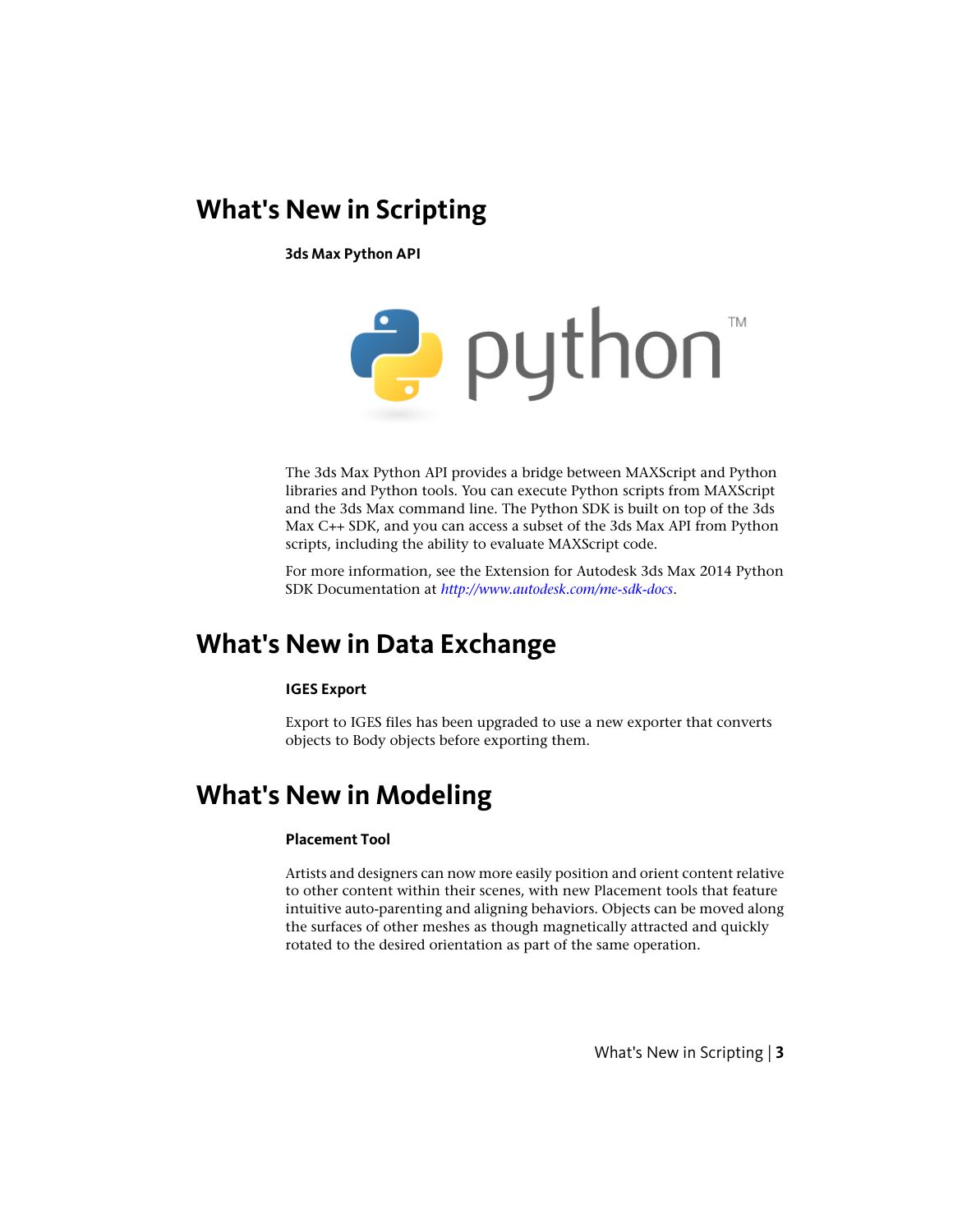# What's New in Scripting

### 3ds Max Python API

The 3ds Max Python API provides a bridge between MAXScript and Python libraries and Python tools. You can execute Python scripts from MAXScript and the 3ds Max command line. The Python SDK is built on top of the 3ds Max C++ SDK, and you can access a subset of the 3ds Max API from Python scripts, including the ability to evaluate MAXScript code.

For more information, see the Extension for Autodesk 3ds Max 2014 Python SDK Documentation at *http://www.autodesk.com/me-sdk-docs*.

# What's New in Data Exchange

### IGES Export

Export to IGES files has been upgraded to use a new exporter that converts objects to Body objects before exporting them.

# What's New in Modeling

### Placement Tool

Artists and designers can now more easily position and orient content relative to other content within their scenes, with new Placement tools that feature intuitive auto-parenting and aligning behaviors. Objects can be moved along the surfaces of other meshes as though magnetically attracted and quickly rotated to the desired orientation as part of the same operation.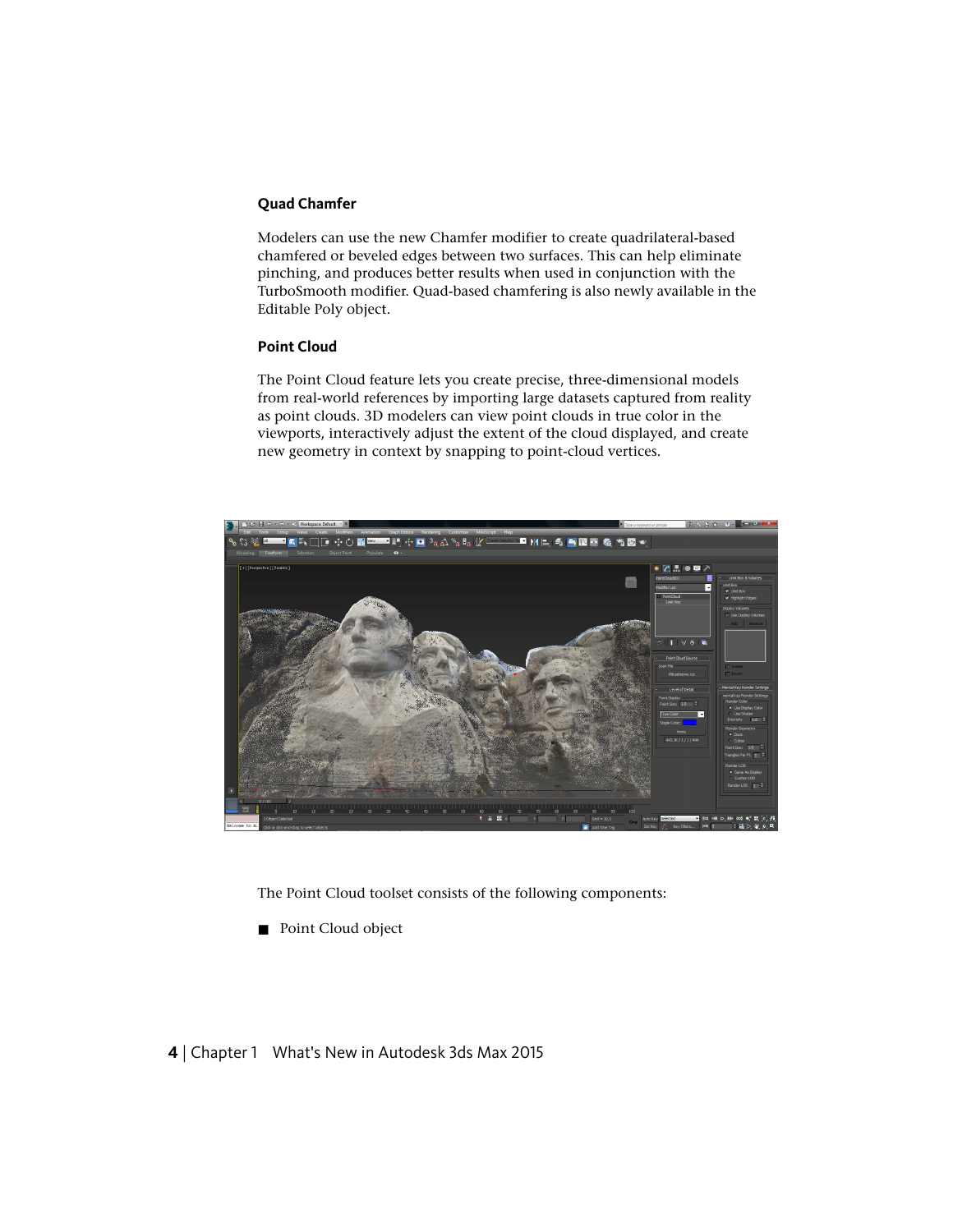### Quad Chamfer

Modelers can use the new Chamfer modifier to create quadrilateral-based chamfered or beveled edges between two surfaces. This can help eliminate pinching, and produces better results when used in conjunction with the TurboSmooth modifier. Quad-based chamfering is also newly available in the Editable Poly object.

### Point Cloud

The Point Cloud feature lets you create precise, three-dimensional models from real-world references by importing large datasets captured from reality as point clouds. 3D modelers can view point clouds in true color in the viewports, interactively adjust the extent of the cloud displayed, and create new geometry in context by snapping to point-cloud vertices.

The Point Cloud toolset consists of the following components:

- Point Cloud object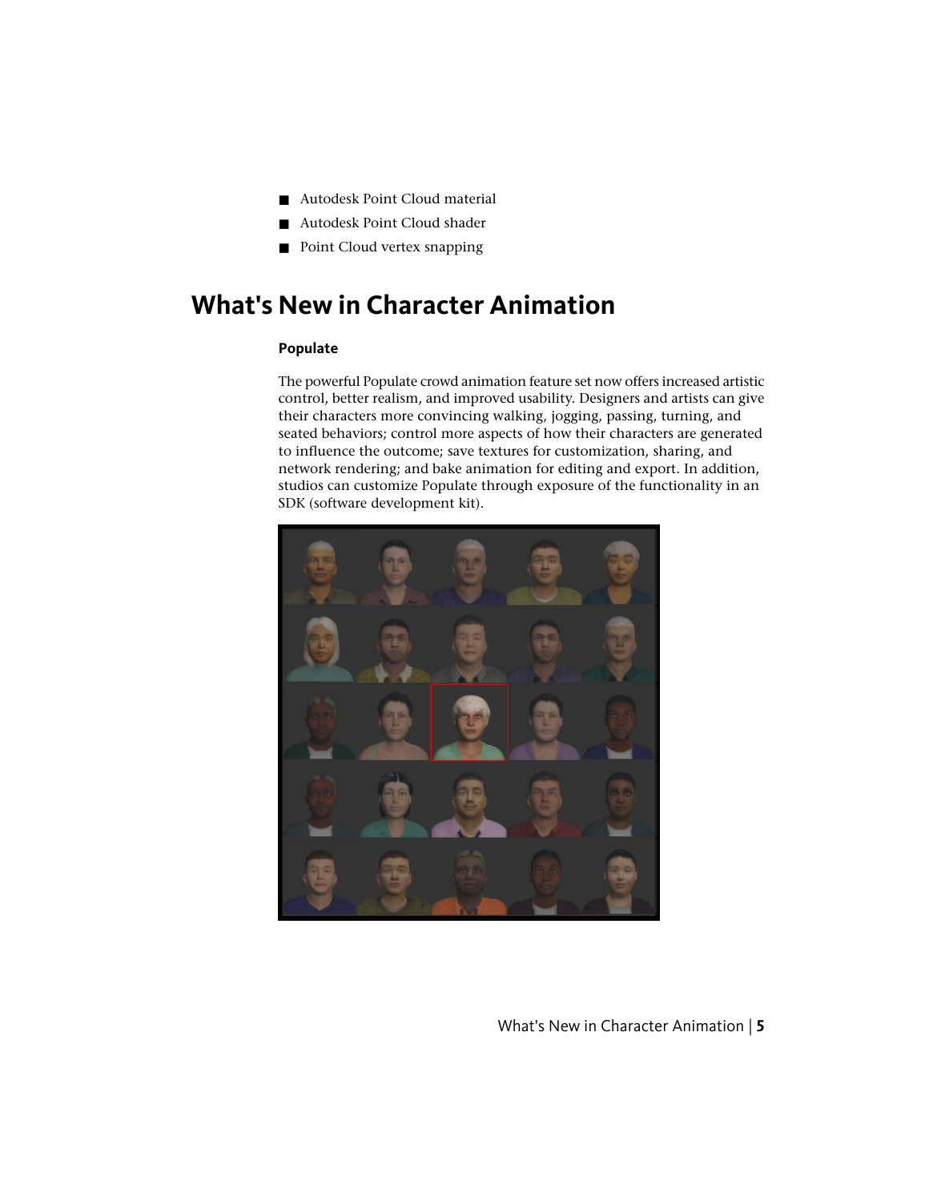- Autodesk Point Cloud material
- Autodesk Point Cloud shader
- Point Cloud vertex snapping

# What's New in Character Animation

**Populate**

The powerful Populate crowd animation feature set now offers increased artistic control, better realism, and improved usability. Designers and artists can give their characters more convincing walking, jogging, passing, turning, and seated behaviors; control more aspects of how their characters are generated to influence the outcome; save textures for customization, sharing, and network rendering; and bake animation for editing and export. In addition, studios can customize Populate through exposure of the functionality in an SDK (software development kit).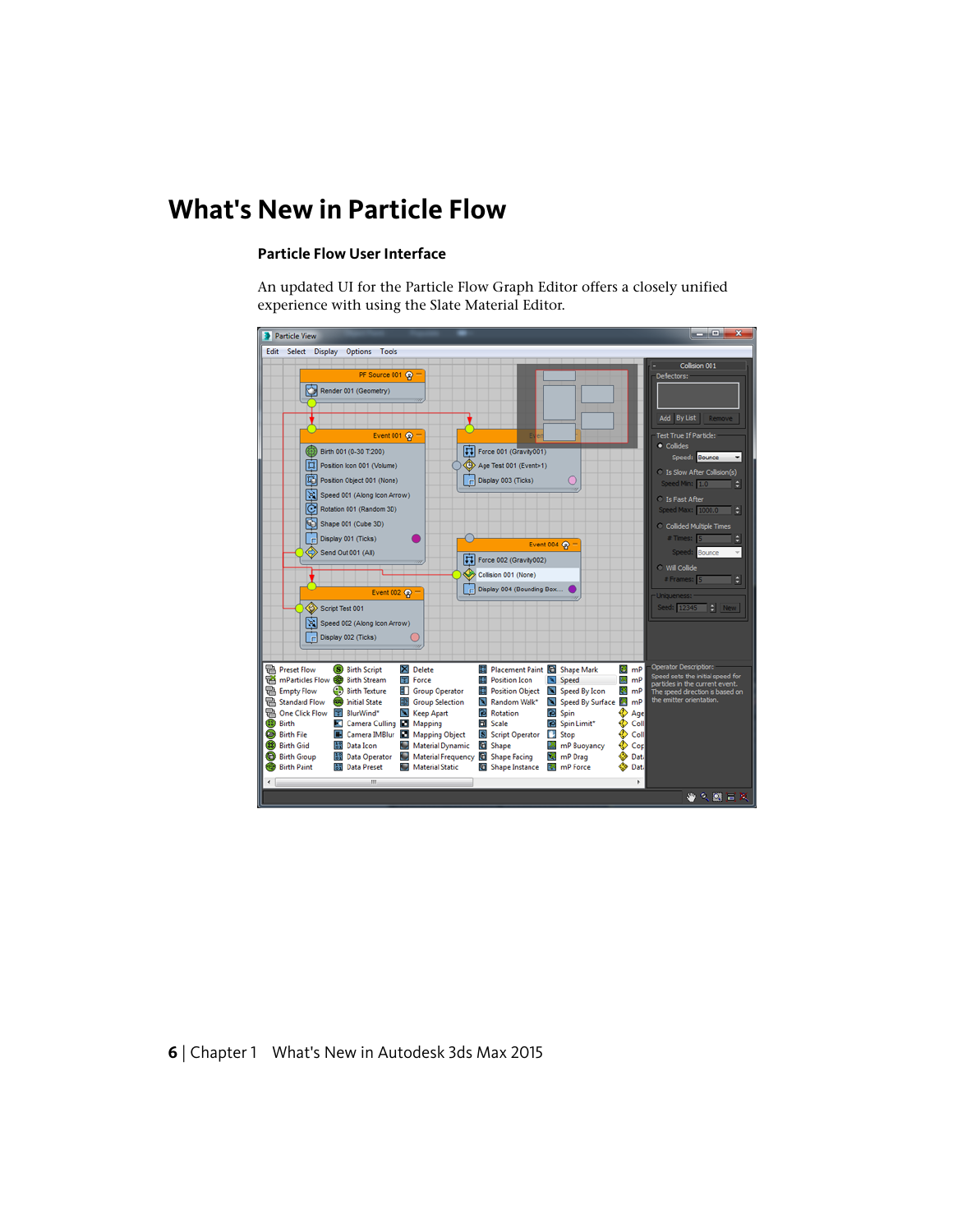# What's New in Particle Flow

## Particle Flow User Interface

An updated UI for the Particle Flow Graph Editor offers a closely unified experience with using the Slate Material Editor.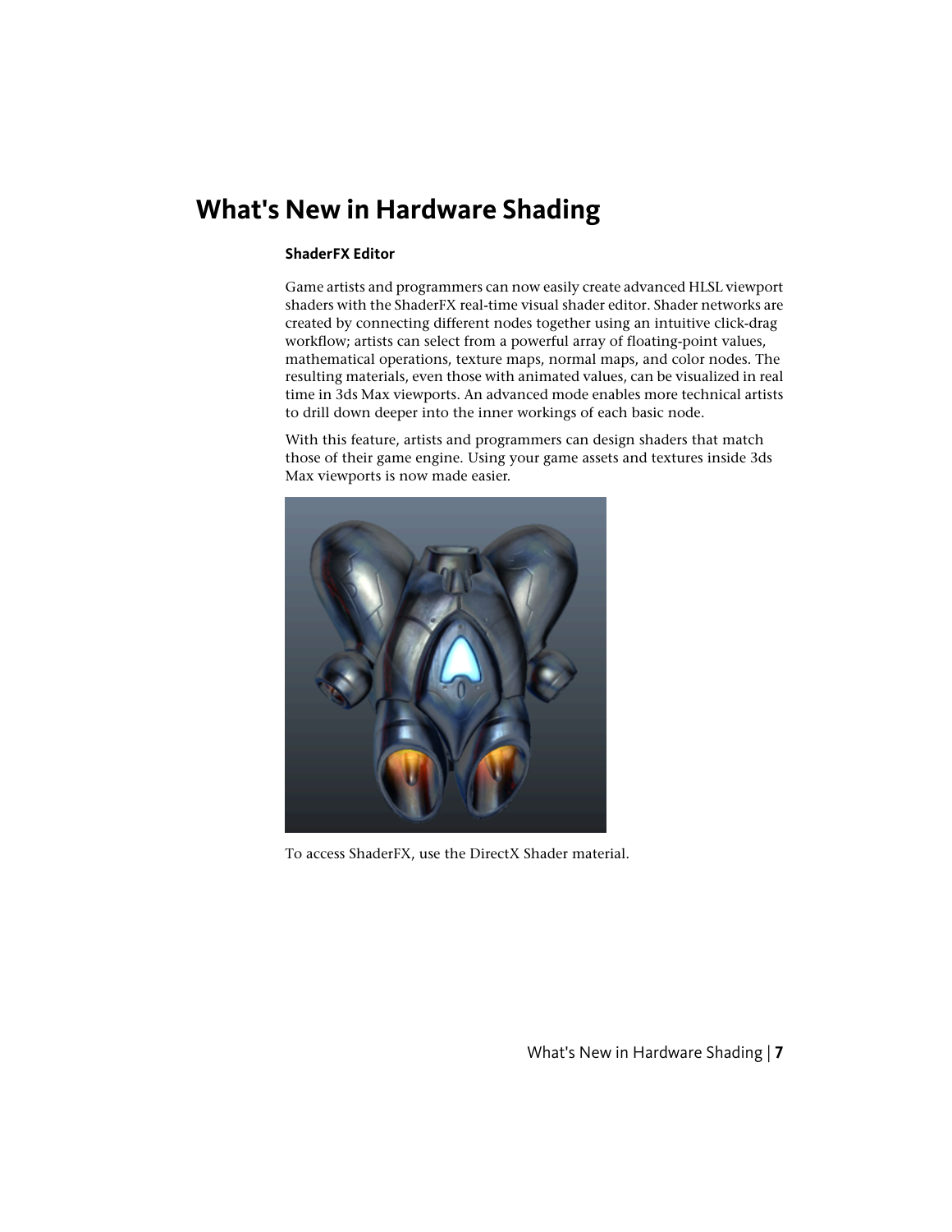# What's New in Hardware Shading

### ShaderFX Editor

Game artists and programmers can now easily create advanced HLSL viewport shaders with the ShaderFX real-time visual shader editor. Shader networks are created by connecting different nodes together using an intuitive click-drag workflow; artists can select from a powerful array of floating-point values, mathematical operations, texture maps, normal maps, and color nodes. The resulting materials, even those with animated values, can be visualized in real time in 3ds Max viewports. An advanced mode enables more technical artists to drill down deeper into the inner workings of each basic node.

With this feature, artists and programmers can design shaders that match those of their game engine. Using your game assets and textures inside 3ds Max viewports is now made easier.

To access ShaderFX, use the DirectX Shader material.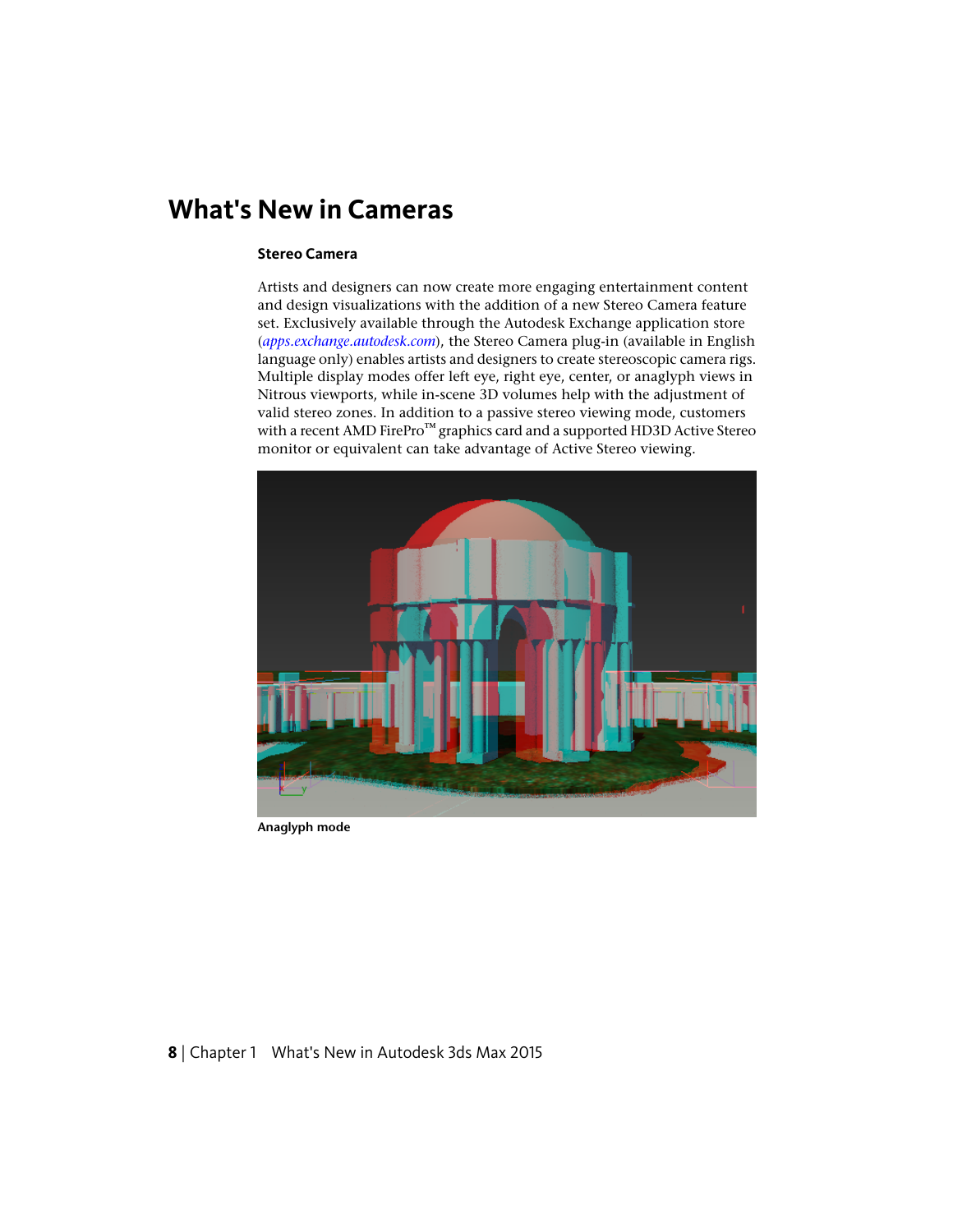# What's New in Cameras

### Stereo Camera

Artists and designers can now create more engaging entertainment content and design visualizations with the addition of a new Stereo Camera feature set. Exclusively available through the Autodesk Exchange application store (*apps.exchange.autodesk.com*), the Stereo Camera plug-in (available in English language only) enables artists and designers to create stereoscopic camera rigs. Multiple display modes offer left eye, right eye, center, or anaglyph views in Nitrous viewports, while in-scene 3D volumes help with the adjustment of valid stereo zones. In addition to a passive stereo viewing mode, customers with a recent AMD FirePro™ graphics card and a supported HD3D Active Stereo monitor or equivalent can take advantage of Active Stereo viewing.

**Anaglyph mode**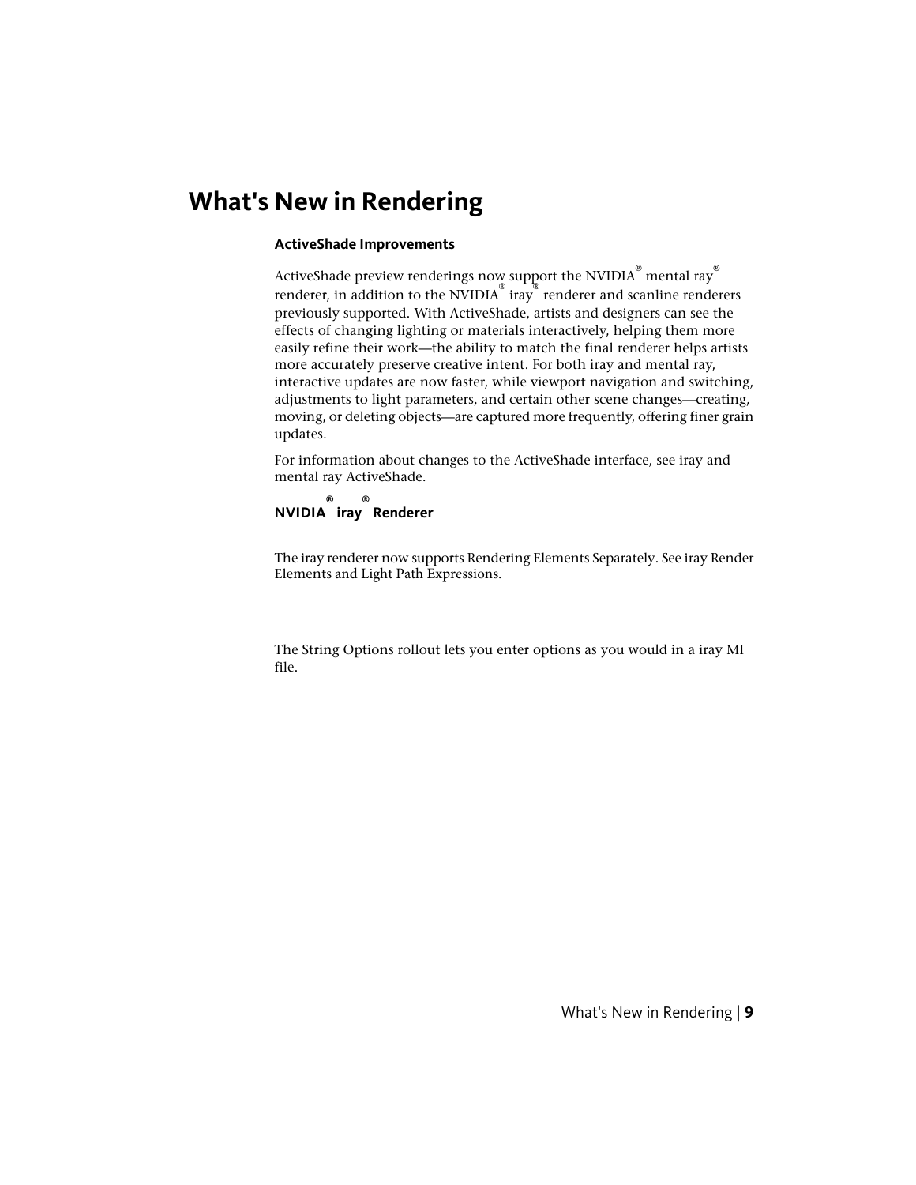# What's New in Rendering

### ActiveShade Improvements

ActiveShade preview renderings now support the NVIDIA® mental ray® renderer, in addition to the NVIDIA® iray® renderer and scanline renderers previously supported. With ActiveShade, artists and designers can see the effects of changing lighting or materials interactively, helping them more easily refine their work—the ability to match the final renderer helps artists more accurately preserve creative intent. For both iray and mental ray, interactive updates are now faster, while viewport navigation and switching, adjustments to light parameters, and certain other scene changes—creating, moving, or deleting objects—are captured more frequently, offering finer grain updates.

For information about changes to the ActiveShade interface, see iray and mental ray ActiveShade.

### NVIDIA® iray® Renderer

The iray renderer now supports Rendering Elements Separately. See iray Render Elements and Light Path Expressions.

The String Options rollout lets you enter options as you would in a iray MI file.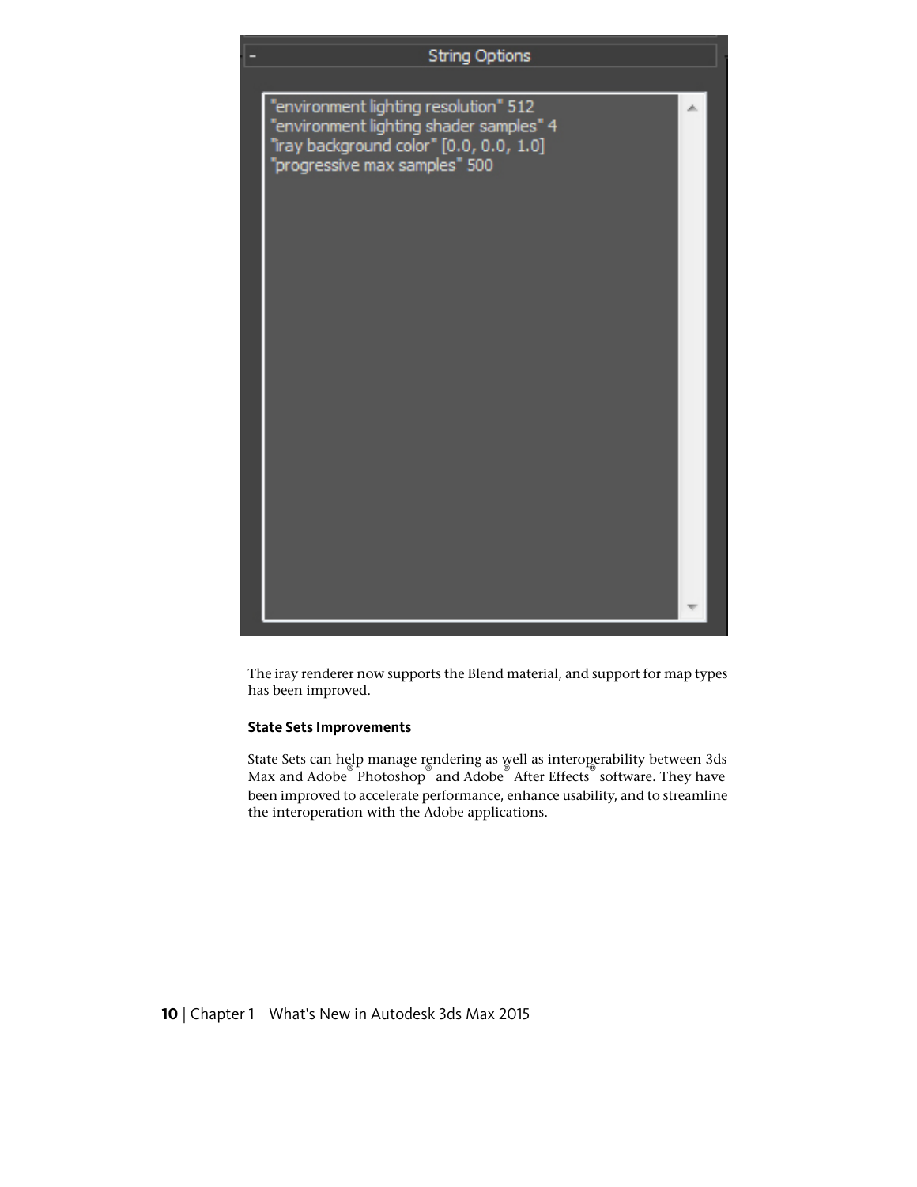String Options

```
"environment lighting resolution" 512
"environment lighting shader samples" 4
"iray background color" [0.0, 0.0, 1.0]
"progressive max samples" 500
```

The iray renderer now supports the Blend material, and support for map types has been improved.

### State Sets Improvements

State Sets can help manage rendering as well as interoperability between 3ds Max and Adobe® Photoshop® and Adobe® After Effects® software. They have been improved to accelerate performance, enhance usability, and to streamline the interoperation with the Adobe applications.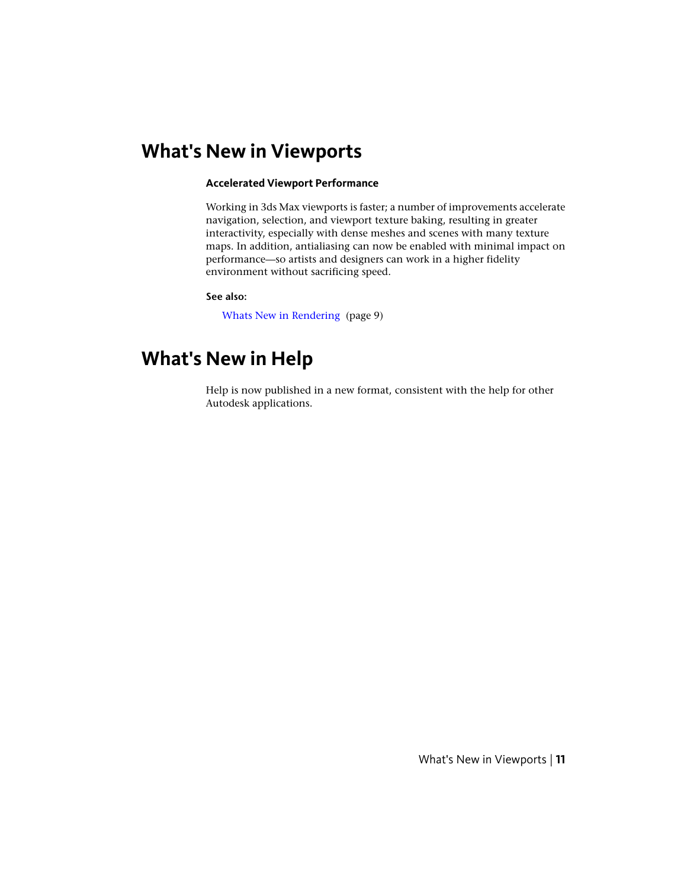# What's New in Viewports

**Accelerated Viewport Performance**

Working in 3ds Max viewports is faster; a number of improvements accelerate navigation, selection, and viewport texture baking, resulting in greater interactivity, especially with dense meshes and scenes with many texture maps. In addition, antialiasing can now be enabled with minimal impact on performance—so artists and designers can work in a higher fidelity environment without sacrificing speed.

**See also:**

Whats New in Rendering (page 9)

# What's New in Help

Help is now published in a new format, consistent with the help for other Autodesk applications.